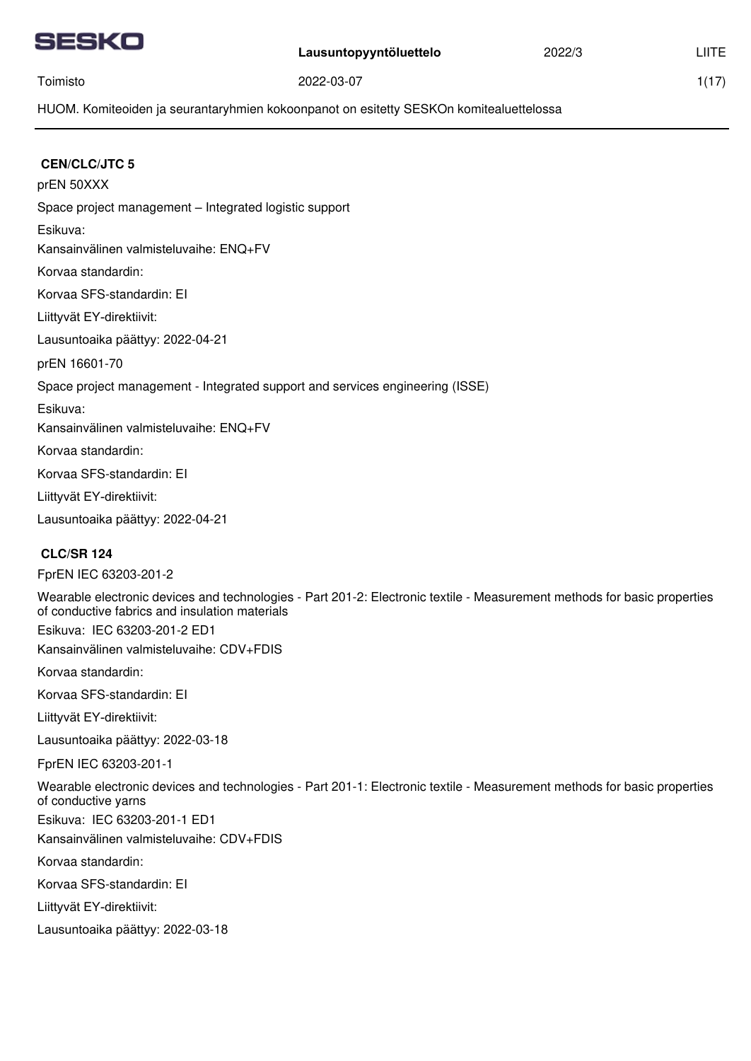HUOM. Komiteoiden ja seurantaryhmien kokoonpanot on esitetty SESKOn komitealuettelossa

## CEN/CLC/JTC 5

prEN 50XXX

Space project management – Integrated logistic support

Esikuva:

Kansainvälinen valmisteluvaihe: ENQ+FV

Korvaa standardin:

Korvaa SFS-standardin: EI

Liittyvät EY-direktiivit:

Lausuntoaika päättyy: 2022-04-21

prEN 16601-70

Space project management - Integrated support and services engineering (ISSE)

Esikuva:

Kansainvälinen valmisteluvaihe: ENQ+FV

Korvaa standardin:

Korvaa SFS-standardin: EI

Liittyvät EY-direktiivit:

Lausuntoaika päättyy: 2022-04-21

## CLC/SR 124

FprEN IEC 63203-201-2

Wearable electronic devices and technologies - Part 201-2: Electronic textile - Measurement methods for basic properties of conductive fabrics and insulation materials

Esikuva: IEC 63203-201-2 ED1

Kansainvälinen valmisteluvaihe: CDV+FDIS

Korvaa standardin:

Korvaa SFS-standardin: EI

Liittyvät EY-direktiivit:

Lausuntoaika päättyy: 2022-03-18

FprEN IEC 63203-201-1

Wearable electronic devices and technologies - Part 201-1: Electronic textile - Measurement methods for basic properties of conductive yarns

Esikuva: IEC 63203-201-1 ED1

Kansainvälinen valmisteluvaihe: CDV+FDIS

Korvaa standardin:

Korvaa SFS-standardin: EI

Liittyvät EY-direktiivit:

Lausuntoaika päättyy: 2022-03-18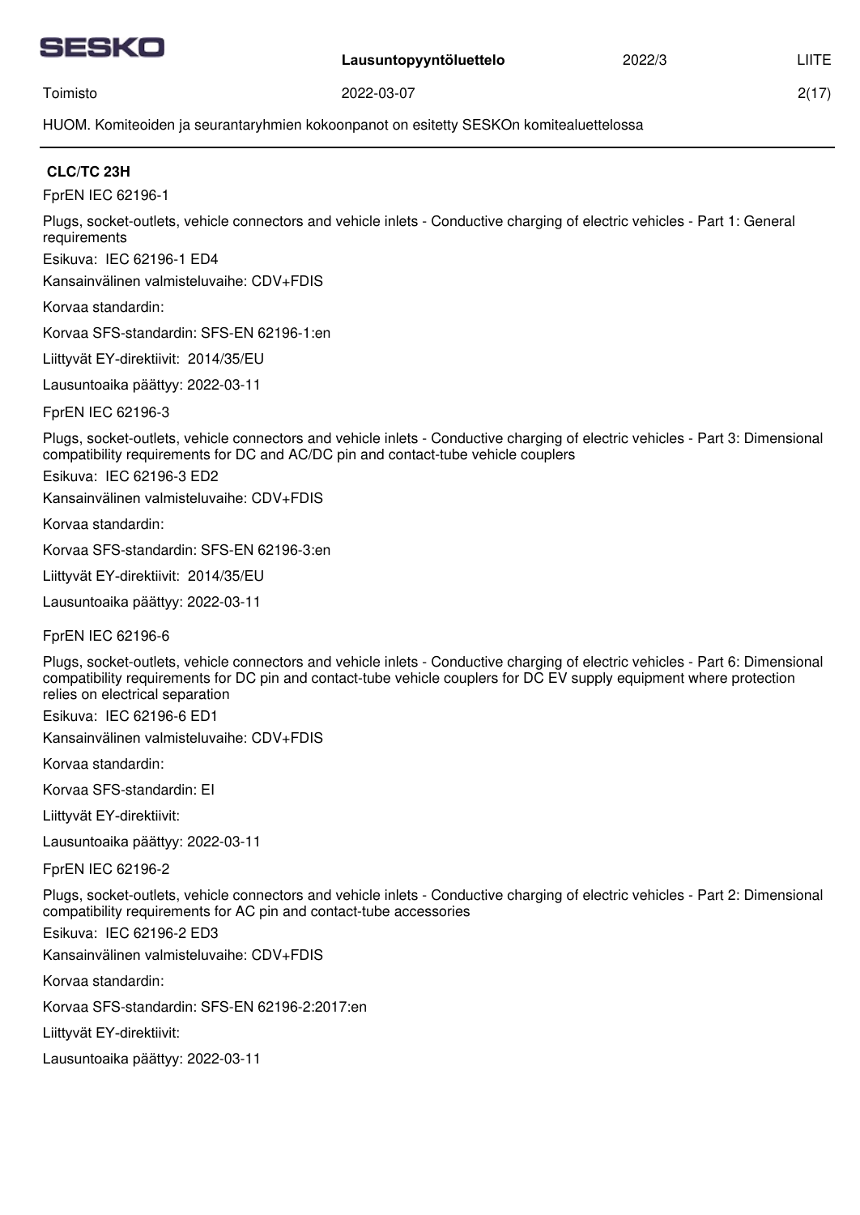HUOM. Komiteoiden ja seurantaryhmien kokoonpanot on esitetty SESKOn komitealuettelossa

## CLC/TC 23H

FprEN IEC 62196-1

Plugs, socket-outlets, vehicle connectors and vehicle inlets - Conductive charging of electric vehicles - Part 1: General requirements

Esikuva: IEC 62196-1 ED4

Kansainvälinen valmisteluvaihe: CDV+FDIS

Korvaa standardin:

Korvaa SFS-standardin: SFS-EN 62196-1:en

Liittyvät EY-direktiivit: 2014/35/EU

Lausuntoaika päättyy: 2022-03-11

FprEN IEC 62196-3

Plugs, socket-outlets, vehicle connectors and vehicle inlets - Conductive charging of electric vehicles - Part 3: Dimensional compatibility requirements for DC and AC/DC pin and contact-tube vehicle couplers

Esikuva: IEC 62196-3 ED2

Kansainvälinen valmisteluvaihe: CDV+FDIS

Korvaa standardin:

Korvaa SFS-standardin: SFS-EN 62196-3:en

Liittyvät EY-direktiivit: 2014/35/EU

Lausuntoaika päättyy: 2022-03-11

FprEN IEC 62196-6

Plugs, socket-outlets, vehicle connectors and vehicle inlets - Conductive charging of electric vehicles - Part 6: Dimensional compatibility requirements for DC pin and contact-tube vehicle couplers for DC EV supply equipment where protection relies on electrical separation

Esikuva: IEC 62196-6 ED1

Kansainvälinen valmisteluvaihe: CDV+FDIS

Korvaa standardin:

Korvaa SFS-standardin: EI

Liittyvät EY-direktiivit:

Lausuntoaika päättyy: 2022-03-11

FprEN IEC 62196-2

Plugs, socket-outlets, vehicle connectors and vehicle inlets - Conductive charging of electric vehicles - Part 2: Dimensional compatibility requirements for AC pin and contact-tube accessories

Esikuva: IEC 62196-2 ED3

Kansainvälinen valmisteluvaihe: CDV+FDIS

Korvaa standardin:

Korvaa SFS-standardin: SFS-EN 62196-2:2017:en

Liittyvät EY-direktiivit:

Lausuntoaika päättyy: 2022-03-11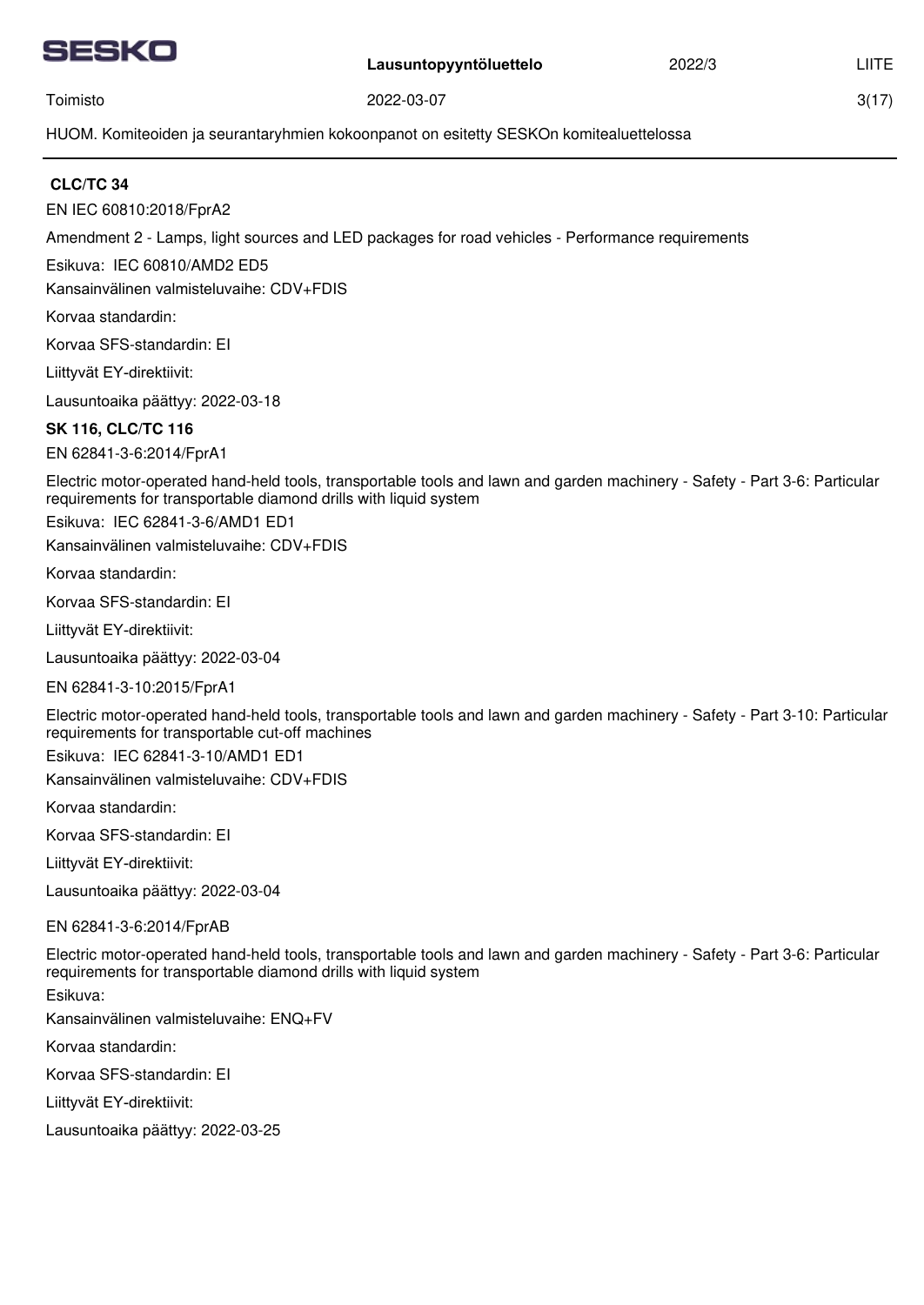**CLC/TC 34**

EN IEC 60810:2018/FprA2

Amendment 2 - Lamps, light sources and LED packages for road vehicles - Performance requirements

Esikuva: IEC 60810/AMD2 ED5

Kansainvälinen valmisteluvaihe: CDV+FDIS

Korvaa standardin:

Korvaa SFS-standardin: EI

Liittyvät EY-direktiivit:

Lausuntoaika päättyy: 2022-03-18

**SK 116, CLC/TC 116**

EN 62841-3-6:2014/FprA1

Electric motor-operated hand-held tools, transportable tools and lawn and garden machinery - Safety - Part 3-6: Particular requirements for transportable diamond drills with liquid system

Esikuva: IEC 62841-3-6/AMD1 ED1

Kansainvälinen valmisteluvaihe: CDV+FDIS

Korvaa standardin:

Korvaa SFS-standardin: EI

Liittyvät EY-direktiivit:

Lausuntoaika päättyy: 2022-03-04

EN 62841-3-10:2015/FprA1

Electric motor-operated hand-held tools, transportable tools and lawn and garden machinery - Safety - Part 3-10: Particular requirements for transportable cut-off machines

Esikuva: IEC 62841-3-10/AMD1 ED1

Kansainvälinen valmisteluvaihe: CDV+FDIS

Korvaa standardin:

Korvaa SFS-standardin: EI

Liittyvät EY-direktiivit:

Lausuntoaika päättyy: 2022-03-04

EN 62841-3-6:2014/FprAB

Electric motor-operated hand-held tools, transportable tools and lawn and garden machinery - Safety - Part 3-6: Particular requirements for transportable diamond drills with liquid system

Esikuva:

Kansainvälinen valmisteluvaihe: ENQ+FV

Korvaa standardin:

Korvaa SFS-standardin: EI

Liittyvät EY-direktiivit:

Lausuntoaika päättyy: 2022-03-25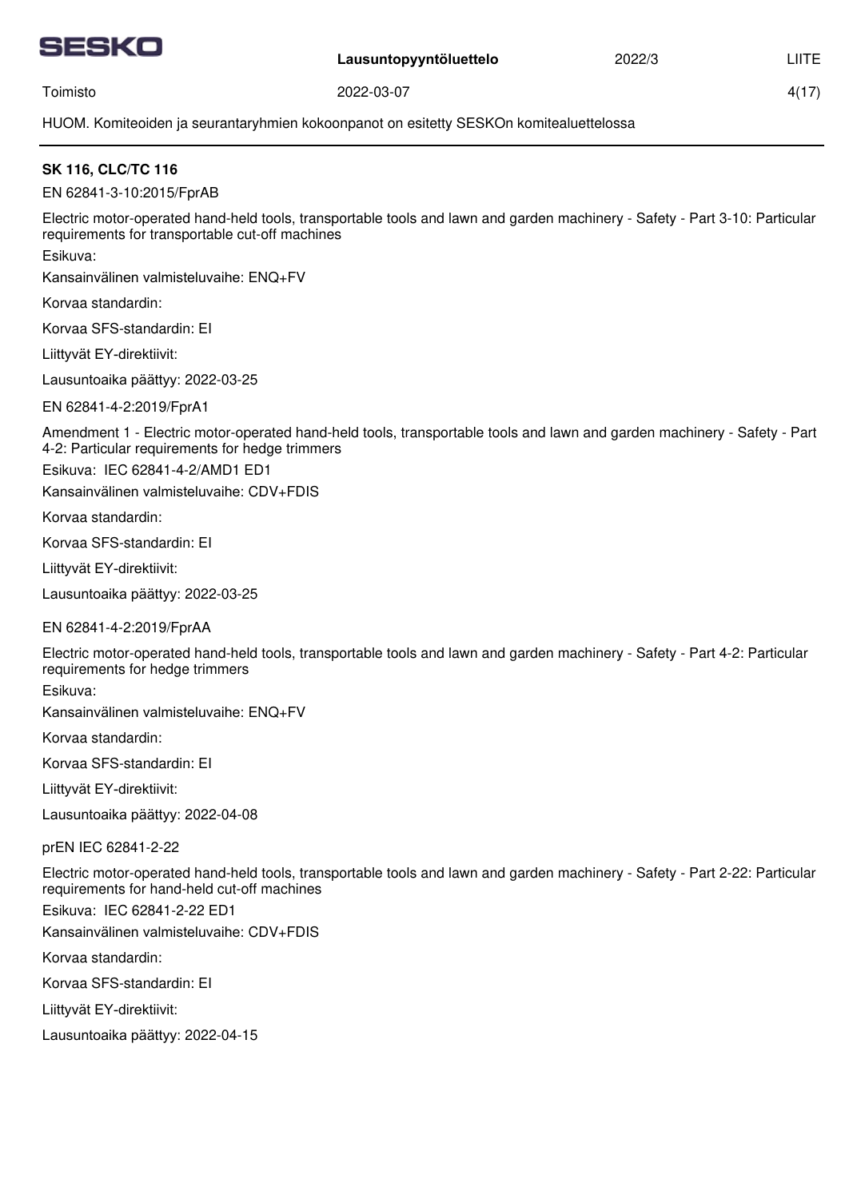HUOM. Komiteoiden ja seurantaryhmien kokoonpanot on esitetty SESKOn komitealuettelossa

**SK 116, CLC/TC 116**

EN 62841-3-10:2015/FprAB

Electric motor-operated hand-held tools, transportable tools and lawn and garden machinery - Safety - Part 3-10: Particular requirements for transportable cut-off machines

Esikuva:

Kansainvälinen valmisteluvaihe: ENQ+FV

Korvaa standardin:

Korvaa SFS-standardin: EI

Liittyvät EY-direktiivit:

Lausuntoaika päättyy: 2022-03-25

EN 62841-4-2:2019/FprA1

Amendment 1 - Electric motor-operated hand-held tools, transportable tools and lawn and garden machinery - Safety - Part 4-2: Particular requirements for hedge trimmers

Esikuva: IEC 62841-4-2/AMD1 ED1

Kansainvälinen valmisteluvaihe: CDV+FDIS

Korvaa standardin:

Korvaa SFS-standardin: EI

Liittyvät EY-direktiivit:

Lausuntoaika päättyy: 2022-03-25

EN 62841-4-2:2019/FprAA

Electric motor-operated hand-held tools, transportable tools and lawn and garden machinery - Safety - Part 4-2: Particular requirements for hedge trimmers

Esikuva:

Kansainvälinen valmisteluvaihe: ENQ+FV

Korvaa standardin:

Korvaa SFS-standardin: EI

Liittyvät EY-direktiivit:

Lausuntoaika päättyy: 2022-04-08

prEN IEC 62841-2-22

Electric motor-operated hand-held tools, transportable tools and lawn and garden machinery - Safety - Part 2-22: Particular requirements for hand-held cut-off machines

Esikuva: IEC 62841-2-22 ED1

Kansainvälinen valmisteluvaihe: CDV+FDIS

Korvaa standardin:

Korvaa SFS-standardin: EI

Liittyvät EY-direktiivit:

Lausuntoaika päättyy: 2022-04-15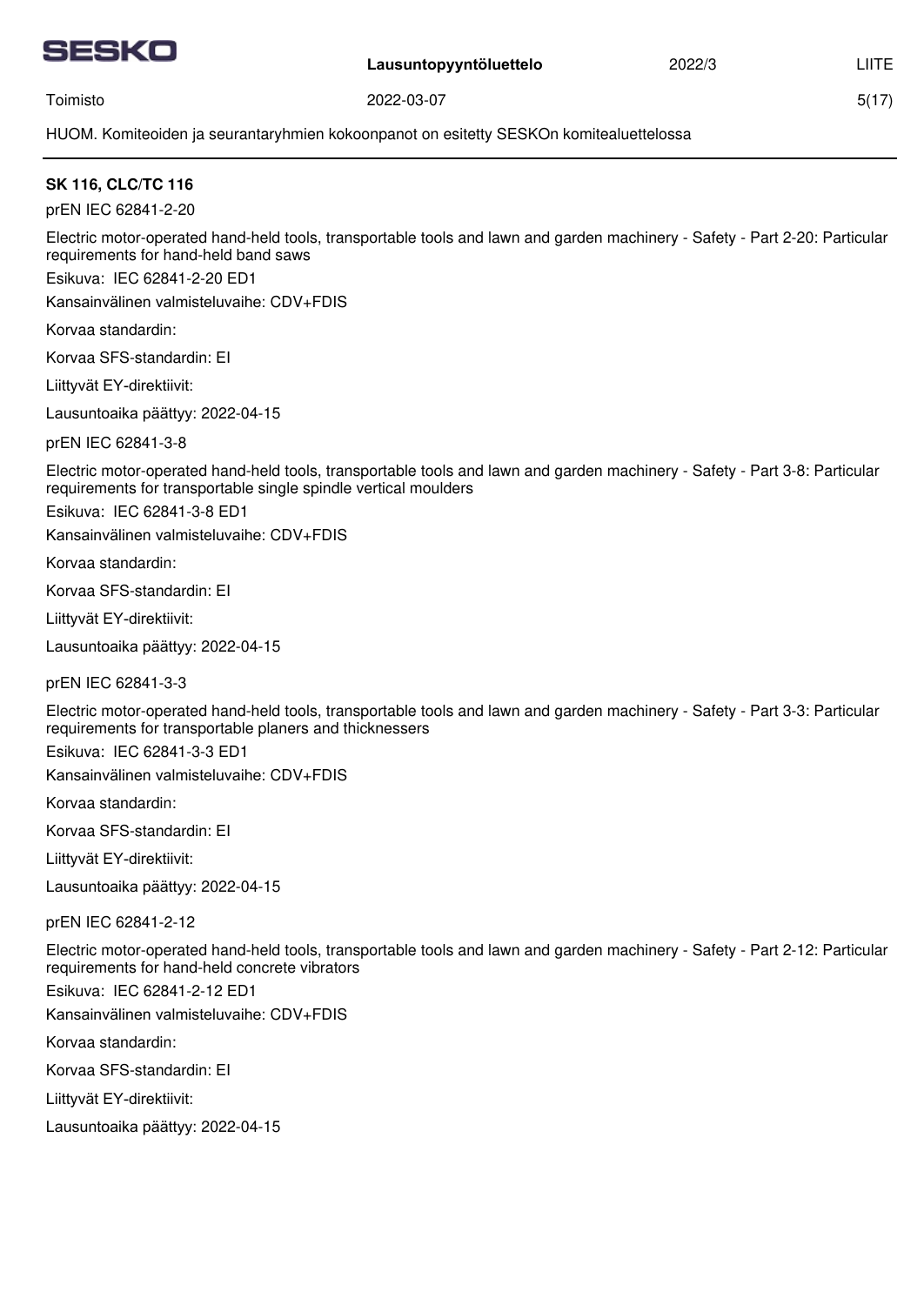**SK 116, CLC/TC 116**

prEN IEC 62841-2-20

Electric motor-operated hand-held tools, transportable tools and lawn and garden machinery - Safety - Part 2-20: Particular requirements for hand-held band saws

Esikuva: IEC 62841-2-20 ED1

Kansainvälinen valmisteluvaihe: CDV+FDIS

Korvaa standardin:

Korvaa SFS-standardin: EI

Liittyvät EY-direktiivit:

Lausuntoaika päättyy: 2022-04-15

prEN IEC 62841-3-8

Electric motor-operated hand-held tools, transportable tools and lawn and garden machinery - Safety - Part 3-8: Particular requirements for transportable single spindle vertical moulders

Esikuva: IEC 62841-3-8 ED1

Kansainvälinen valmisteluvaihe: CDV+FDIS

Korvaa standardin:

Korvaa SFS-standardin: EI

Liittyvät EY-direktiivit:

Lausuntoaika päättyy: 2022-04-15

prEN IEC 62841-3-3

Electric motor-operated hand-held tools, transportable tools and lawn and garden machinery - Safety - Part 3-3: Particular requirements for transportable planers and thicknessers

Esikuva: IEC 62841-3-3 ED1

Kansainvälinen valmisteluvaihe: CDV+FDIS

Korvaa standardin:

Korvaa SFS-standardin: EI

Liittyvät EY-direktiivit:

Lausuntoaika päättyy: 2022-04-15

prEN IEC 62841-2-12

Electric motor-operated hand-held tools, transportable tools and lawn and garden machinery - Safety - Part 2-12: Particular requirements for hand-held concrete vibrators

Esikuva: IEC 62841-2-12 ED1

Kansainvälinen valmisteluvaihe: CDV+FDIS

Korvaa standardin:

Korvaa SFS-standardin: EI

Liittyvät EY-direktiivit:

Lausuntoaika päättyy: 2022-04-15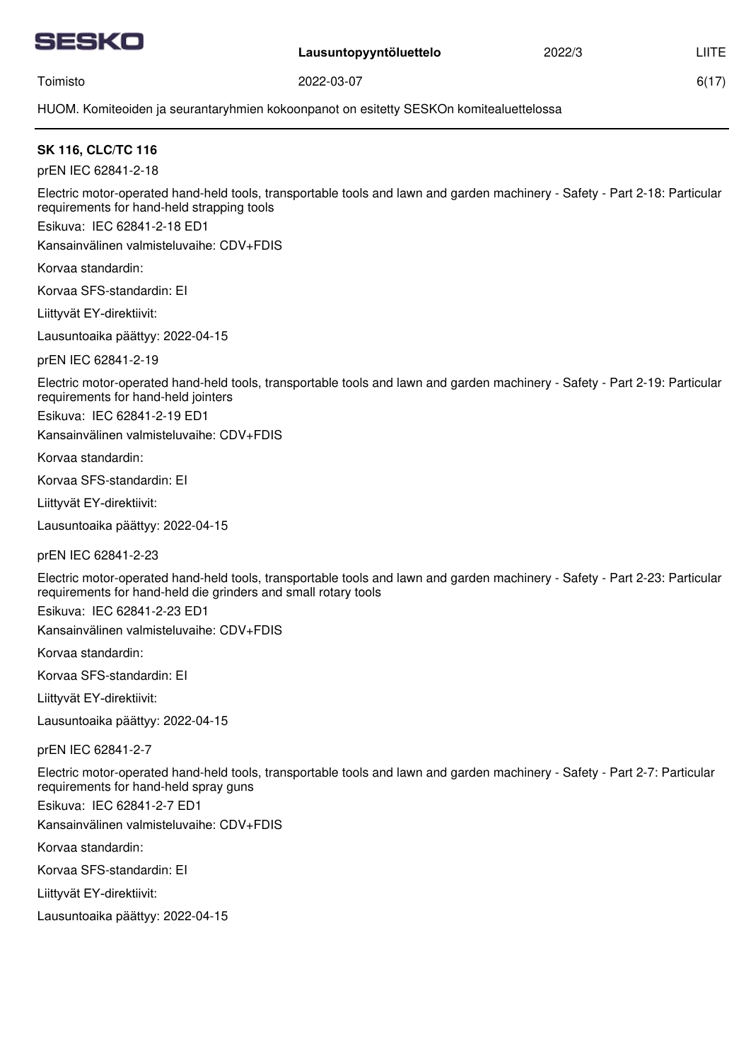## SK 116, CLC/TC 116

prEN IEC 62841-2-18

Electric motor-operated hand-held tools, transportable tools and lawn and garden machinery - Safety - Part 2-18: Particular requirements for hand-held strapping tools

Esikuva: IEC 62841-2-18 ED1

Kansainvälinen valmisteluvaihe: CDV+FDIS

Korvaa standardin:

Korvaa SFS-standardin: EI

Liittyvät EY-direktiivit:

Lausuntoaika päättyy: 2022-04-15

prEN IEC 62841-2-19

Electric motor-operated hand-held tools, transportable tools and lawn and garden machinery - Safety - Part 2-19: Particular requirements for hand-held jointers

Esikuva: IEC 62841-2-19 ED1

Kansainvälinen valmisteluvaihe: CDV+FDIS

Korvaa standardin:

Korvaa SFS-standardin: EI

Liittyvät EY-direktiivit:

Lausuntoaika päättyy: 2022-04-15

prEN IEC 62841-2-23

Electric motor-operated hand-held tools, transportable tools and lawn and garden machinery - Safety - Part 2-23: Particular requirements for hand-held die grinders and small rotary tools

Esikuva: IEC 62841-2-23 ED1

Kansainvälinen valmisteluvaihe: CDV+FDIS

Korvaa standardin:

Korvaa SFS-standardin: EI

Liittyvät EY-direktiivit:

Lausuntoaika päättyy: 2022-04-15

prEN IEC 62841-2-7

Electric motor-operated hand-held tools, transportable tools and lawn and garden machinery - Safety - Part 2-7: Particular requirements for hand-held spray guns

Esikuva: IEC 62841-2-7 ED1

Kansainvälinen valmisteluvaihe: CDV+FDIS

Korvaa standardin:

Korvaa SFS-standardin: EI

Liittyvät EY-direktiivit:

Lausuntoaika päättyy: 2022-04-15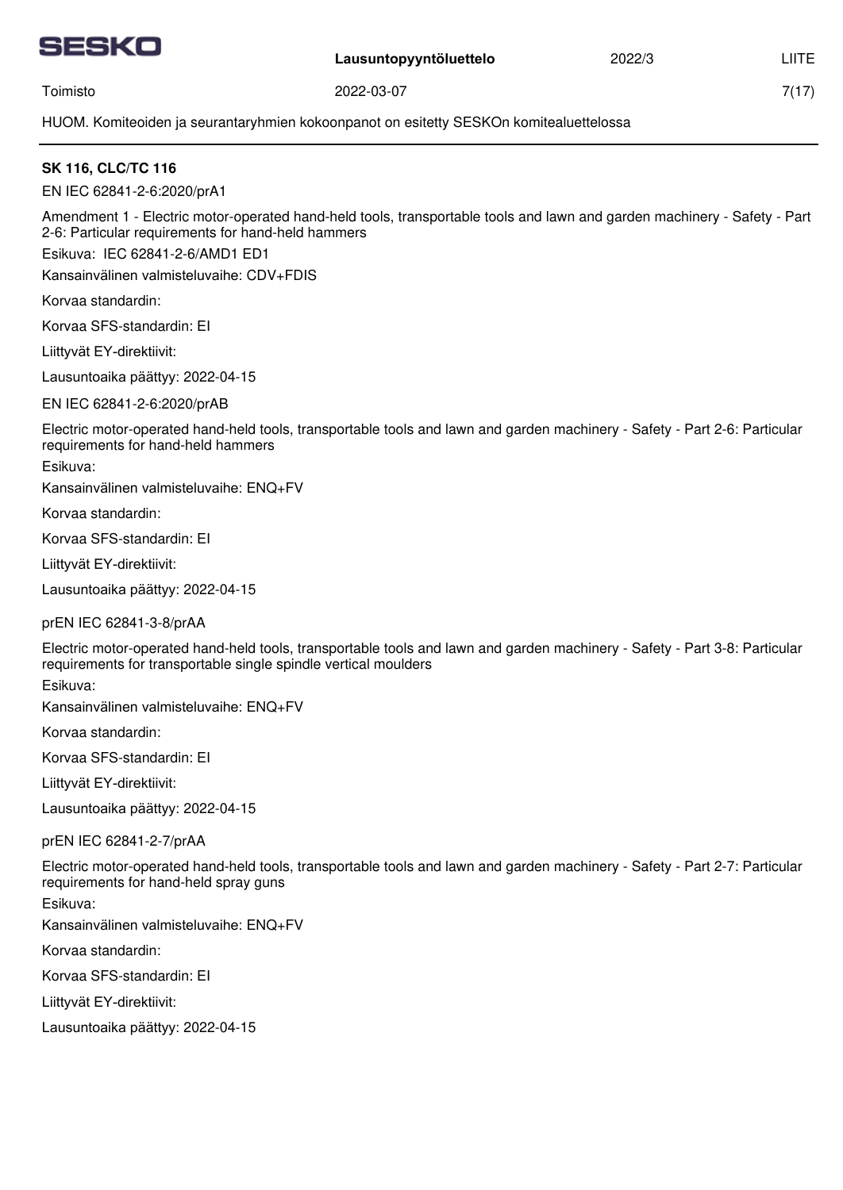HUOM. Komiteoiden ja seurantaryhmien kokoonpanot on esitetty SESKOn komitealuettelossa

**SK 116, CLC/TC 116**

EN IEC 62841-2-6:2020/prA1

Amendment 1 - Electric motor-operated hand-held tools, transportable tools and lawn and garden machinery - Safety - Part 2-6: Particular requirements for hand-held hammers

Esikuva: IEC 62841-2-6/AMD1 ED1

Kansainvälinen valmisteluvaihe: CDV+FDIS

Korvaa standardin:

Korvaa SFS-standardin: EI

Liittyvät EY-direktiivit:

Lausuntoaika päättyy: 2022-04-15

EN IEC 62841-2-6:2020/prAB

Electric motor-operated hand-held tools, transportable tools and lawn and garden machinery - Safety - Part 2-6: Particular requirements for hand-held hammers

Esikuva:

Kansainvälinen valmisteluvaihe: ENQ+FV

Korvaa standardin:

Korvaa SFS-standardin: EI

Liittyvät EY-direktiivit:

Lausuntoaika päättyy: 2022-04-15

prEN IEC 62841-3-8/prAA

Electric motor-operated hand-held tools, transportable tools and lawn and garden machinery - Safety - Part 3-8: Particular requirements for transportable single spindle vertical moulders

Esikuva:

Kansainvälinen valmisteluvaihe: ENQ+FV

Korvaa standardin:

Korvaa SFS-standardin: EI

Liittyvät EY-direktiivit:

Lausuntoaika päättyy: 2022-04-15

prEN IEC 62841-2-7/prAA

Electric motor-operated hand-held tools, transportable tools and lawn and garden machinery - Safety - Part 2-7: Particular requirements for hand-held spray guns

Esikuva:

Kansainvälinen valmisteluvaihe: ENQ+FV

Korvaa standardin:

Korvaa SFS-standardin: EI

Liittyvät EY-direktiivit:

Lausuntoaika päättyy: 2022-04-15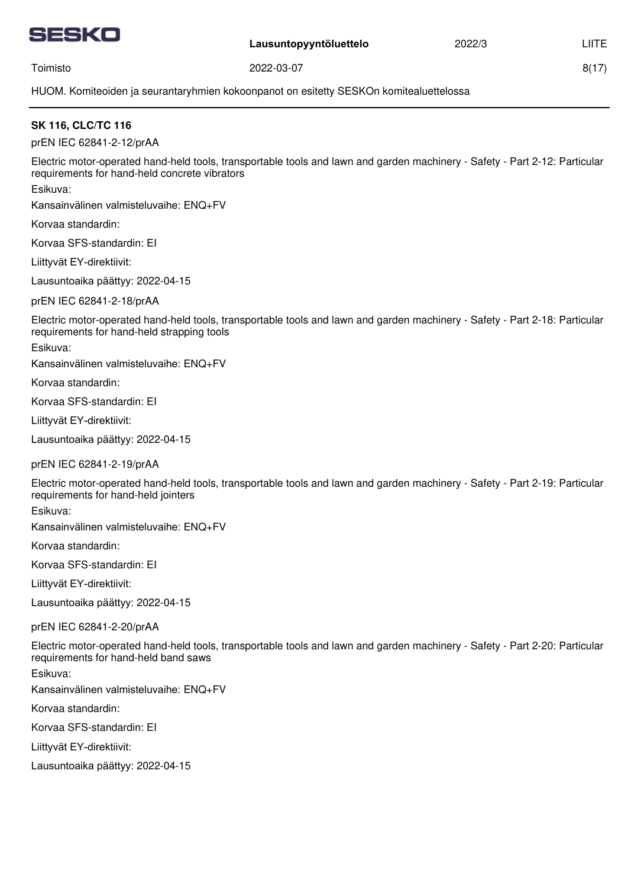HUOM. Komiteoiden ja seurantaryhmien kokoonpanot on esitetty SESKOn komitealuettelossa

**SK 116, CLC/TC 116**

prEN IEC 62841-2-12/prAA

Electric motor-operated hand-held tools, transportable tools and lawn and garden machinery - Safety - Part 2-12: Particular requirements for hand-held concrete vibrators

Esikuva:

Kansainvälinen valmisteluvaihe: ENQ+FV

Korvaa standardin:

Korvaa SFS-standardin: EI

Liittyvät EY-direktiivit:

Lausuntoaika päättyy: 2022-04-15

prEN IEC 62841-2-18/prAA

Electric motor-operated hand-held tools, transportable tools and lawn and garden machinery - Safety - Part 2-18: Particular requirements for hand-held strapping tools

Esikuva:

Kansainvälinen valmisteluvaihe: ENQ+FV

Korvaa standardin:

Korvaa SFS-standardin: EI

Liittyvät EY-direktiivit:

Lausuntoaika päättyy: 2022-04-15

prEN IEC 62841-2-19/prAA

Electric motor-operated hand-held tools, transportable tools and lawn and garden machinery - Safety - Part 2-19: Particular requirements for hand-held jointers

Esikuva:

Kansainvälinen valmisteluvaihe: ENQ+FV

Korvaa standardin:

Korvaa SFS-standardin: EI

Liittyvät EY-direktiivit:

Lausuntoaika päättyy: 2022-04-15

prEN IEC 62841-2-20/prAA

Electric motor-operated hand-held tools, transportable tools and lawn and garden machinery - Safety - Part 2-20: Particular requirements for hand-held band saws

Esikuva:

Kansainvälinen valmisteluvaihe: ENQ+FV

Korvaa standardin:

Korvaa SFS-standardin: EI

Liittyvät EY-direktiivit:

Lausuntoaika päättyy: 2022-04-15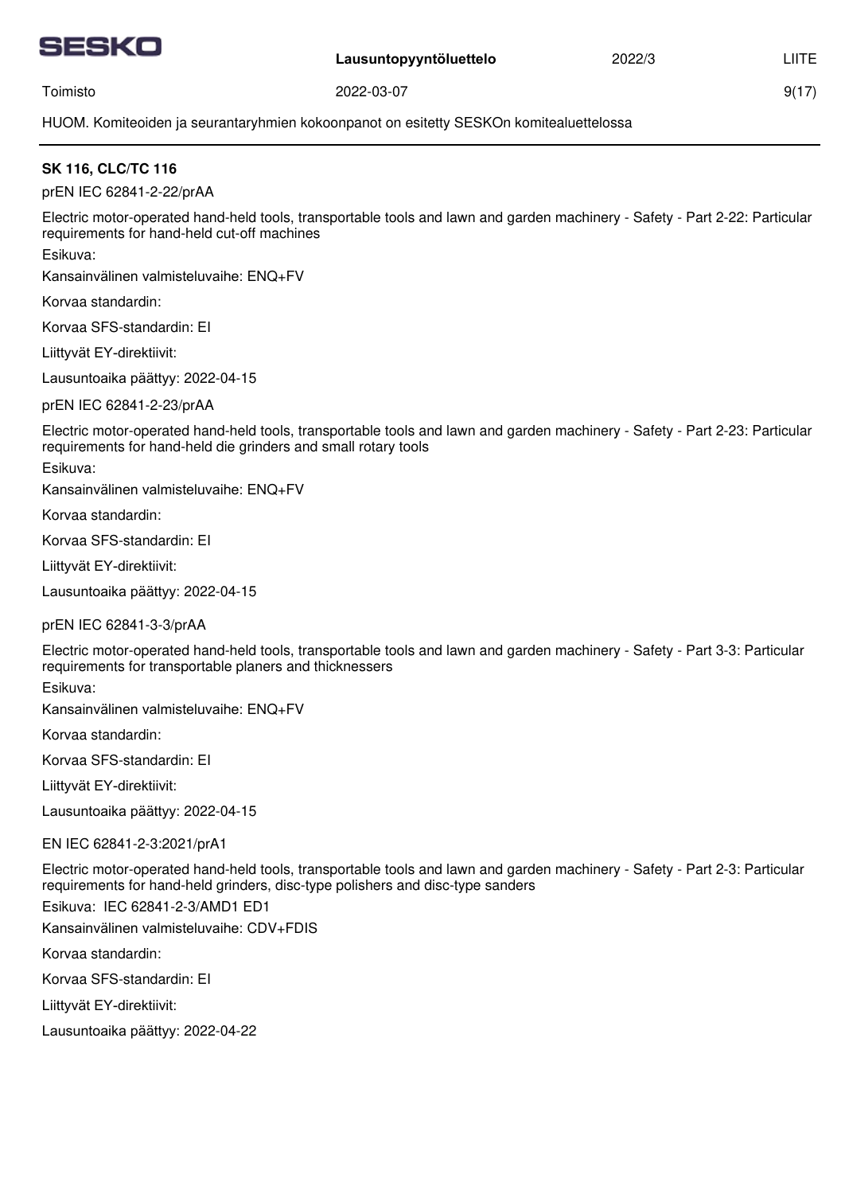**SK 116, CLC/TC 116**

prEN IEC 62841-2-22/prAA

Electric motor-operated hand-held tools, transportable tools and lawn and garden machinery - Safety - Part 2-22: Particular requirements for hand-held cut-off machines

Esikuva:

Kansainvälinen valmisteluvaihe: ENQ+FV

Korvaa standardin:

Korvaa SFS-standardin: EI

Liittyvät EY-direktiivit:

Lausuntoaika päättyy: 2022-04-15

prEN IEC 62841-2-23/prAA

Electric motor-operated hand-held tools, transportable tools and lawn and garden machinery - Safety - Part 2-23: Particular requirements for hand-held die grinders and small rotary tools

Esikuva:

Kansainvälinen valmisteluvaihe: ENQ+FV

Korvaa standardin:

Korvaa SFS-standardin: EI

Liittyvät EY-direktiivit:

Lausuntoaika päättyy: 2022-04-15

prEN IEC 62841-3-3/prAA

Electric motor-operated hand-held tools, transportable tools and lawn and garden machinery - Safety - Part 3-3: Particular requirements for transportable planers and thicknessers

Esikuva:

Kansainvälinen valmisteluvaihe: ENQ+FV

Korvaa standardin:

Korvaa SFS-standardin: EI

Liittyvät EY-direktiivit:

Lausuntoaika päättyy: 2022-04-15

EN IEC 62841-2-3:2021/prA1

Electric motor-operated hand-held tools, transportable tools and lawn and garden machinery - Safety - Part 2-3: Particular requirements for hand-held grinders, disc-type polishers and disc-type sanders

Esikuva: IEC 62841-2-3/AMD1 ED1

Kansainvälinen valmisteluvaihe: CDV+FDIS

Korvaa standardin:

Korvaa SFS-standardin: EI

Liittyvät EY-direktiivit:

Lausuntoaika päättyy: 2022-04-22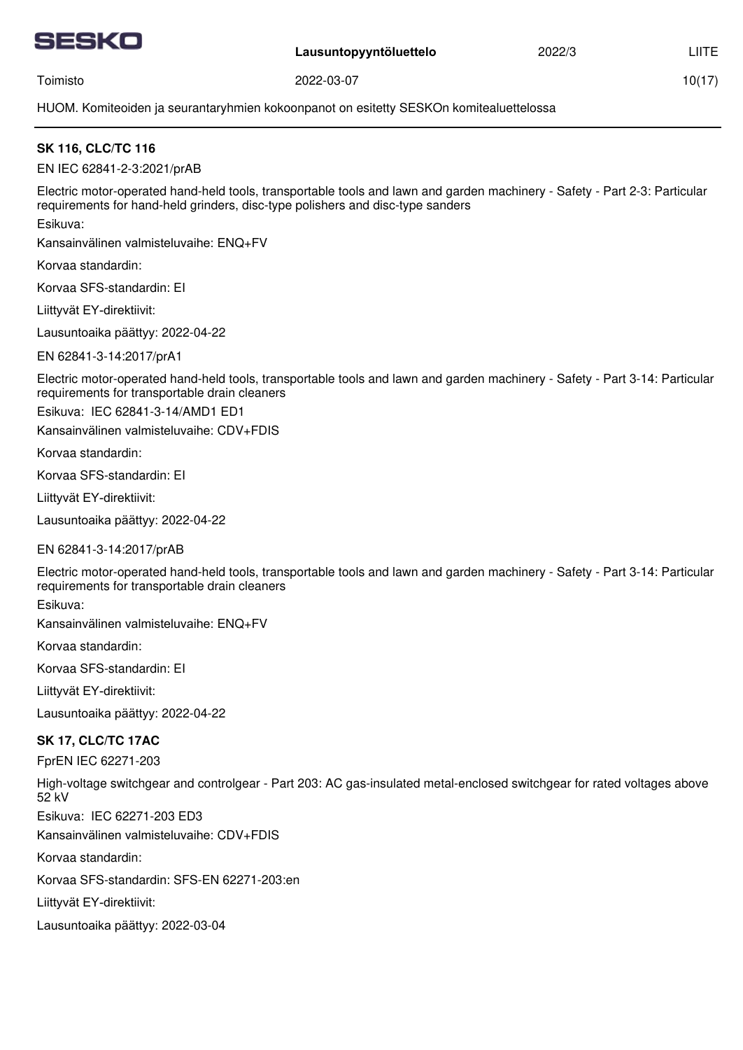**SK 116, CLC/TC 116**

EN IEC 62841-2-3:2021/prAB

Electric motor-operated hand-held tools, transportable tools and lawn and garden machinery - Safety - Part 2-3: Particular requirements for hand-held grinders, disc-type polishers and disc-type sanders

Esikuva:

Kansainvälinen valmisteluvaihe: ENQ+FV

Korvaa standardin:

Korvaa SFS-standardin: EI

Liittyvät EY-direktiivit:

Lausuntoaika päättyy: 2022-04-22

EN 62841-3-14:2017/prA1

Electric motor-operated hand-held tools, transportable tools and lawn and garden machinery - Safety - Part 3-14: Particular requirements for transportable drain cleaners

Esikuva: IEC 62841-3-14/AMD1 ED1

Kansainvälinen valmisteluvaihe: CDV+FDIS

Korvaa standardin:

Korvaa SFS-standardin: EI

Liittyvät EY-direktiivit:

Lausuntoaika päättyy: 2022-04-22

EN 62841-3-14:2017/prAB

Electric motor-operated hand-held tools, transportable tools and lawn and garden machinery - Safety - Part 3-14: Particular requirements for transportable drain cleaners

Esikuva:

Kansainvälinen valmisteluvaihe: ENQ+FV

Korvaa standardin:

Korvaa SFS-standardin: EI

Liittyvät EY-direktiivit:

Lausuntoaika päättyy: 2022-04-22

**SK 17, CLC/TC 17AC**

FprEN IEC 62271-203

High-voltage switchgear and controlgear - Part 203: AC gas-insulated metal-enclosed switchgear for rated voltages above 52 kV

Esikuva: IEC 62271-203 ED3

Kansainvälinen valmisteluvaihe: CDV+FDIS

Korvaa standardin:

Korvaa SFS-standardin: SFS-EN 62271-203:en

Liittyvät EY-direktiivit:

Lausuntoaika päättyy: 2022-03-04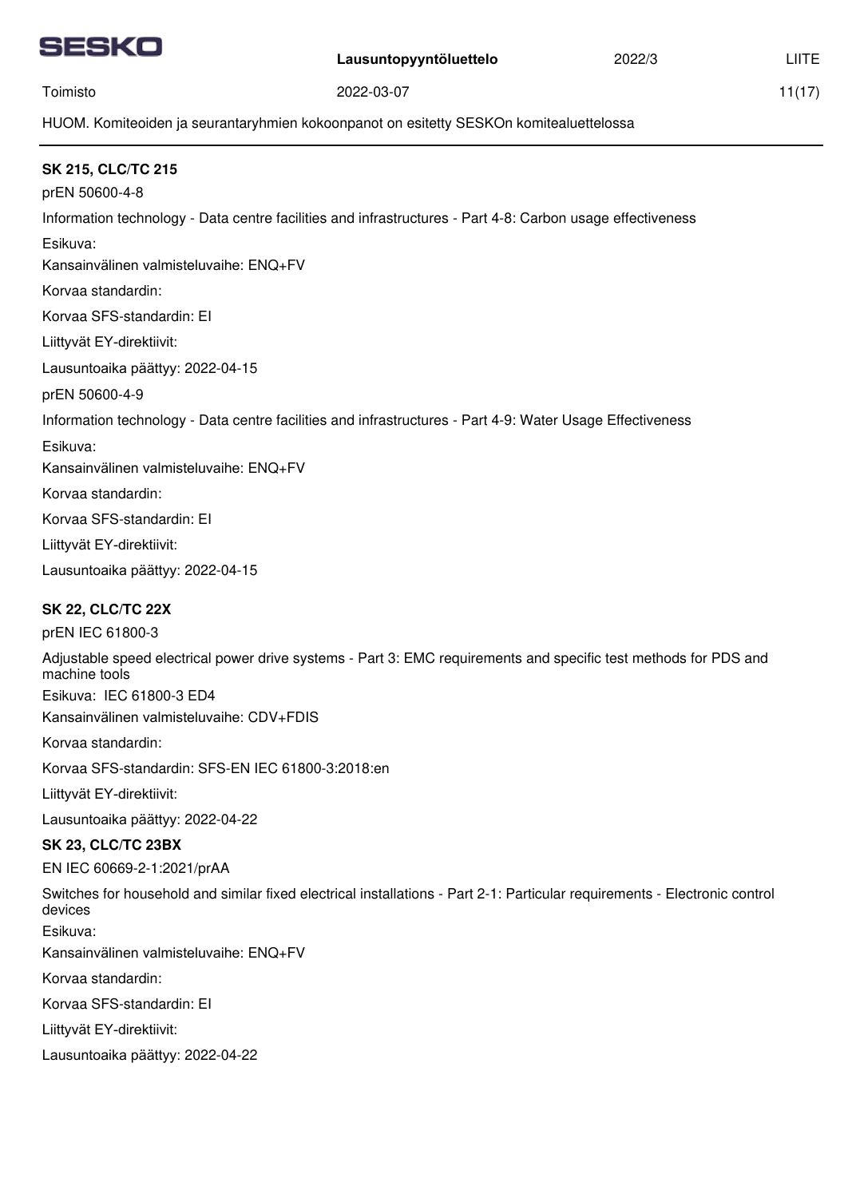HUOM. Komiteoiden ja seurantaryhmien kokoonpanot on esitetty SESKOn komitealuettelossa

### SK 215, CLC/TC 215

prEN 50600-4-8

Information technology - Data centre facilities and infrastructures - Part 4-8: Carbon usage effectiveness

Esikuva:

Kansainvälinen valmisteluvaihe: ENQ+FV

Korvaa standardin:

Korvaa SFS-standardin: EI

Liittyvät EY-direktiivit:

Lausuntoaika päättyy: 2022-04-15

prEN 50600-4-9

Information technology - Data centre facilities and infrastructures - Part 4-9: Water Usage Effectiveness

Esikuva:

Kansainvälinen valmisteluvaihe: ENQ+FV

Korvaa standardin:

Korvaa SFS-standardin: EI

Liittyvät EY-direktiivit:

Lausuntoaika päättyy: 2022-04-15

### SK 22, CLC/TC 22X

prEN IEC 61800-3

Adjustable speed electrical power drive systems - Part 3: EMC requirements and specific test methods for PDS and machine tools

Esikuva: IEC 61800-3 ED4

Kansainvälinen valmisteluvaihe: CDV+FDIS

Korvaa standardin:

Korvaa SFS-standardin: SFS-EN IEC 61800-3:2018:en

Liittyvät EY-direktiivit:

Lausuntoaika päättyy: 2022-04-22

### SK 23, CLC/TC 23BX

EN IEC 60669-2-1:2021/prAA

Switches for household and similar fixed electrical installations - Part 2-1: Particular requirements - Electronic control devices

Esikuva:

Kansainvälinen valmisteluvaihe: ENQ+FV

Korvaa standardin:

Korvaa SFS-standardin: EI

Liittyvät EY-direktiivit:

Lausuntoaika päättyy: 2022-04-22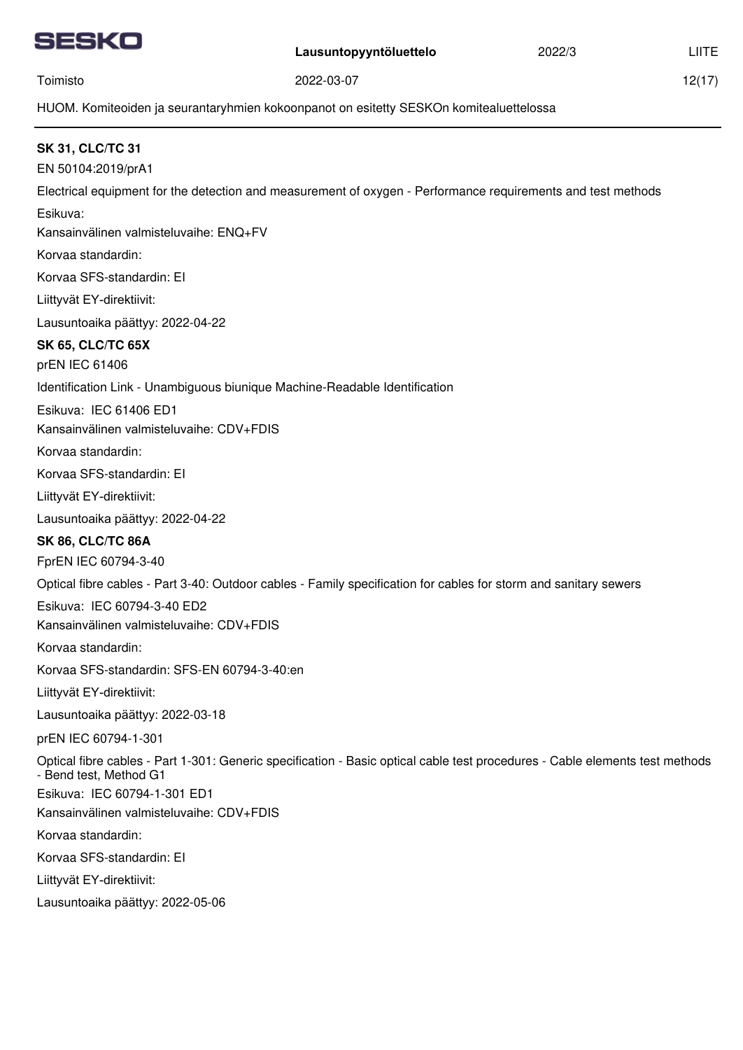HUOM. Komiteoiden ja seurantaryhmien kokoonpanot on esitetty SESKOn komitealuettelossa

---

**SK 31, CLC/TC 31**

EN 50104:2019/prA1

Electrical equipment for the detection and measurement of oxygen - Performance requirements and test methods

Esikuva:

Kansainvälinen valmisteluvaihe: ENQ+FV

Korvaa standardin:

Korvaa SFS-standardin: EI

Liittyvät EY-direktiivit:

Lausuntoaika päättyy: 2022-04-22

**SK 65, CLC/TC 65X**

prEN IEC 61406

Identification Link - Unambiguous biunique Machine-Readable Identification

Esikuva: IEC 61406 ED1

Kansainvälinen valmisteluvaihe: CDV+FDIS

Korvaa standardin:

Korvaa SFS-standardin: EI

Liittyvät EY-direktiivit:

Lausuntoaika päättyy: 2022-04-22

**SK 86, CLC/TC 86A**

FprEN IEC 60794-3-40

Optical fibre cables - Part 3-40: Outdoor cables - Family specification for cables for storm and sanitary sewers

Esikuva: IEC 60794-3-40 ED2

Kansainvälinen valmisteluvaihe: CDV+FDIS

Korvaa standardin:

Korvaa SFS-standardin: SFS-EN 60794-3-40:en

Liittyvät EY-direktiivit:

Lausuntoaika päättyy: 2022-03-18

prEN IEC 60794-1-301

Optical fibre cables - Part 1-301: Generic specification - Basic optical cable test procedures - Cable elements test methods - Bend test, Method G1

Esikuva: IEC 60794-1-301 ED1

Kansainvälinen valmisteluvaihe: CDV+FDIS

Korvaa standardin:

Korvaa SFS-standardin: EI

Liittyvät EY-direktiivit:

Lausuntoaika päättyy: 2022-05-06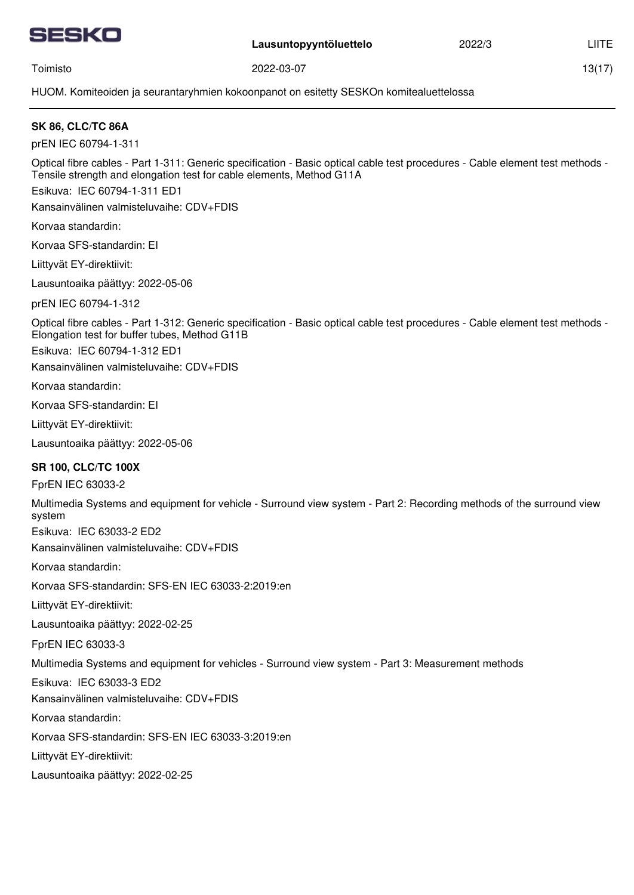HUOM. Komiteoiden ja seurantaryhmien kokoonpanot on esitetty SESKOn komitealuettelossa

**SK 86, CLC/TC 86A**

prEN IEC 60794-1-311

Optical fibre cables - Part 1-311: Generic specification - Basic optical cable test procedures - Cable element test methods - Tensile strength and elongation test for cable elements, Method G11A

Esikuva: IEC 60794-1-311 ED1

Kansainvälinen valmisteluvaihe: CDV+FDIS

Korvaa standardin:

Korvaa SFS-standardin: EI

Liittyvät EY-direktiivit:

Lausuntoaika päättyy: 2022-05-06

prEN IEC 60794-1-312

Optical fibre cables - Part 1-312: Generic specification - Basic optical cable test procedures - Cable element test methods - Elongation test for buffer tubes, Method G11B

Esikuva: IEC 60794-1-312 ED1

Kansainvälinen valmisteluvaihe: CDV+FDIS

Korvaa standardin:

Korvaa SFS-standardin: EI

Liittyvät EY-direktiivit:

Lausuntoaika päättyy: 2022-05-06

**SR 100, CLC/TC 100X**

FprEN IEC 63033-2

Multimedia Systems and equipment for vehicle - Surround view system - Part 2: Recording methods of the surround view system

Esikuva: IEC 63033-2 ED2

Kansainvälinen valmisteluvaihe: CDV+FDIS

Korvaa standardin:

Korvaa SFS-standardin: SFS-EN IEC 63033-2:2019:en

Liittyvät EY-direktiivit:

Lausuntoaika päättyy: 2022-02-25

FprEN IEC 63033-3

Multimedia Systems and equipment for vehicles - Surround view system - Part 3: Measurement methods

Esikuva: IEC 63033-3 ED2

Kansainvälinen valmisteluvaihe: CDV+FDIS

Korvaa standardin:

Korvaa SFS-standardin: SFS-EN IEC 63033-3:2019:en

Liittyvät EY-direktiivit:

Lausuntoaika päättyy: 2022-02-25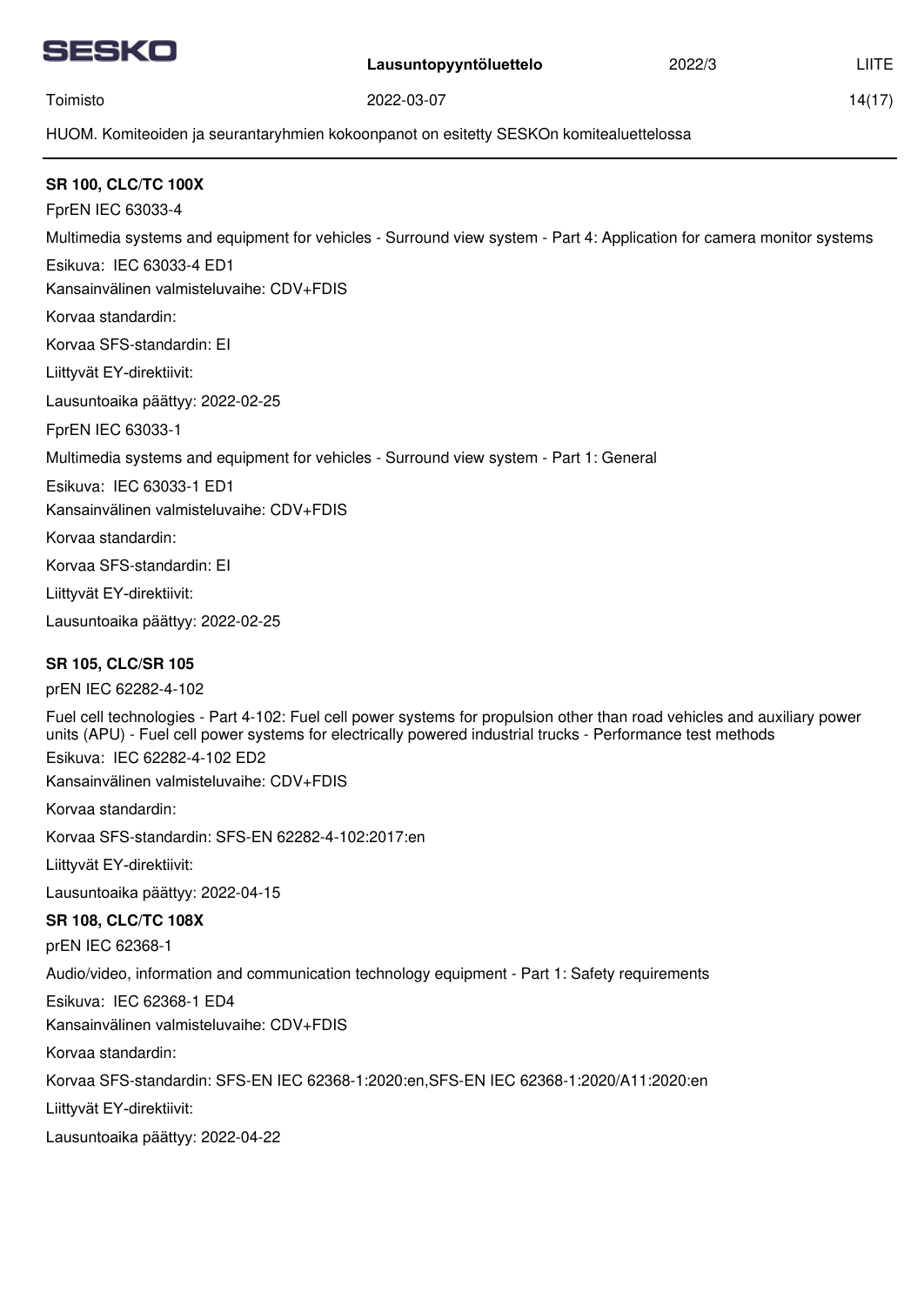HUOM. Komiteoiden ja seurantaryhmien kokoonpanot on esitetty SESKOn komitealuettelossa

**SR 100, CLC/TC 100X**

FprEN IEC 63033-4

Multimedia systems and equipment for vehicles - Surround view system - Part 4: Application for camera monitor systems

Esikuva: IEC 63033-4 ED1

Kansainvälinen valmisteluvaihe: CDV+FDIS

Korvaa standardin:

Korvaa SFS-standardin: EI

Liittyvät EY-direktiivit:

Lausuntoaika päättyy: 2022-02-25

FprEN IEC 63033-1

Multimedia systems and equipment for vehicles - Surround view system - Part 1: General

Esikuva: IEC 63033-1 ED1

Kansainvälinen valmisteluvaihe: CDV+FDIS

Korvaa standardin:

Korvaa SFS-standardin: EI

Liittyvät EY-direktiivit:

Lausuntoaika päättyy: 2022-02-25

**SR 105, CLC/SR 105**

prEN IEC 62282-4-102

Fuel cell technologies - Part 4-102: Fuel cell power systems for propulsion other than road vehicles and auxiliary power units (APU) - Fuel cell power systems for electrically powered industrial trucks - Performance test methods

Esikuva: IEC 62282-4-102 ED2

Kansainvälinen valmisteluvaihe: CDV+FDIS

Korvaa standardin:

Korvaa SFS-standardin: SFS-EN 62282-4-102:2017:en

Liittyvät EY-direktiivit:

Lausuntoaika päättyy: 2022-04-15

**SR 108, CLC/TC 108X**

prEN IEC 62368-1

Audio/video, information and communication technology equipment - Part 1: Safety requirements

Esikuva: IEC 62368-1 ED4

Kansainvälinen valmisteluvaihe: CDV+FDIS

Korvaa standardin:

Korvaa SFS-standardin: SFS-EN IEC 62368-1:2020:en,SFS-EN IEC 62368-1:2020/A11:2020:en

Liittyvät EY-direktiivit:

Lausuntoaika päättyy: 2022-04-22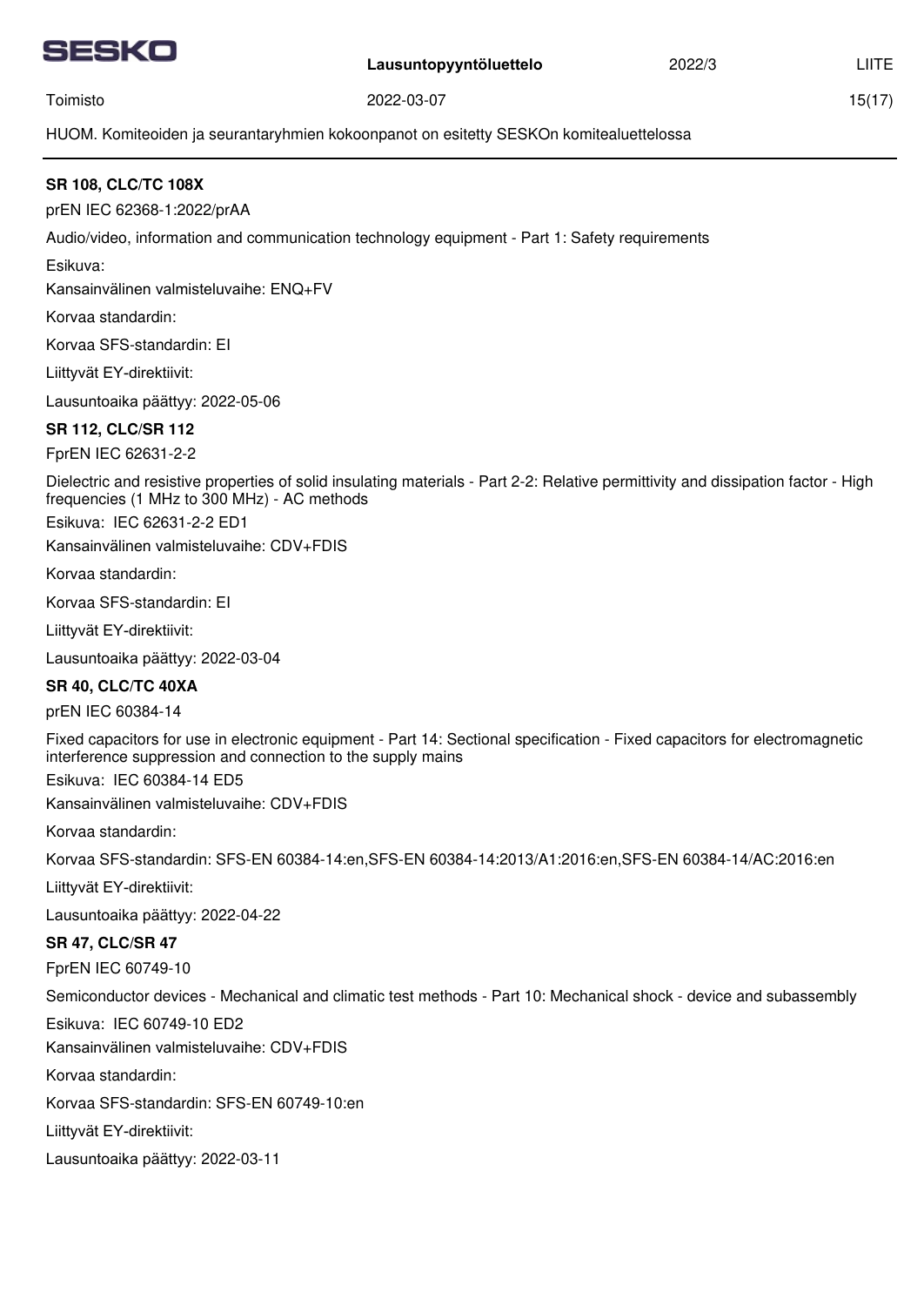**SR 108, CLC/TC 108X**

prEN IEC 62368-1:2022/prAA

Audio/video, information and communication technology equipment - Part 1: Safety requirements

Esikuva:

Kansainvälinen valmisteluvaihe: ENQ+FV

Korvaa standardin:

Korvaa SFS-standardin: EI

Liittyvät EY-direktiivit:

Lausuntoaika päättyy: 2022-05-06

**SR 112, CLC/SR 112**

FprEN IEC 62631-2-2

Dielectric and resistive properties of solid insulating materials - Part 2-2: Relative permittivity and dissipation factor - High frequencies (1 MHz to 300 MHz) - AC methods

Esikuva: IEC 62631-2-2 ED1

Kansainvälinen valmisteluvaihe: CDV+FDIS

Korvaa standardin:

Korvaa SFS-standardin: EI

Liittyvät EY-direktiivit:

Lausuntoaika päättyy: 2022-03-04

**SR 40, CLC/TC 40XA**

prEN IEC 60384-14

Fixed capacitors for use in electronic equipment - Part 14: Sectional specification - Fixed capacitors for electromagnetic interference suppression and connection to the supply mains

Esikuva: IEC 60384-14 ED5

Kansainvälinen valmisteluvaihe: CDV+FDIS

Korvaa standardin:

Korvaa SFS-standardin: SFS-EN 60384-14:en,SFS-EN 60384-14:2013/A1:2016:en,SFS-EN 60384-14/AC:2016:en

Liittyvät EY-direktiivit:

Lausuntoaika päättyy: 2022-04-22

**SR 47, CLC/SR 47**

FprEN IEC 60749-10

Semiconductor devices - Mechanical and climatic test methods - Part 10: Mechanical shock - device and subassembly

Esikuva: IEC 60749-10 ED2

Kansainvälinen valmisteluvaihe: CDV+FDIS

Korvaa standardin:

Korvaa SFS-standardin: SFS-EN 60749-10:en

Liittyvät EY-direktiivit:

Lausuntoaika päättyy: 2022-03-11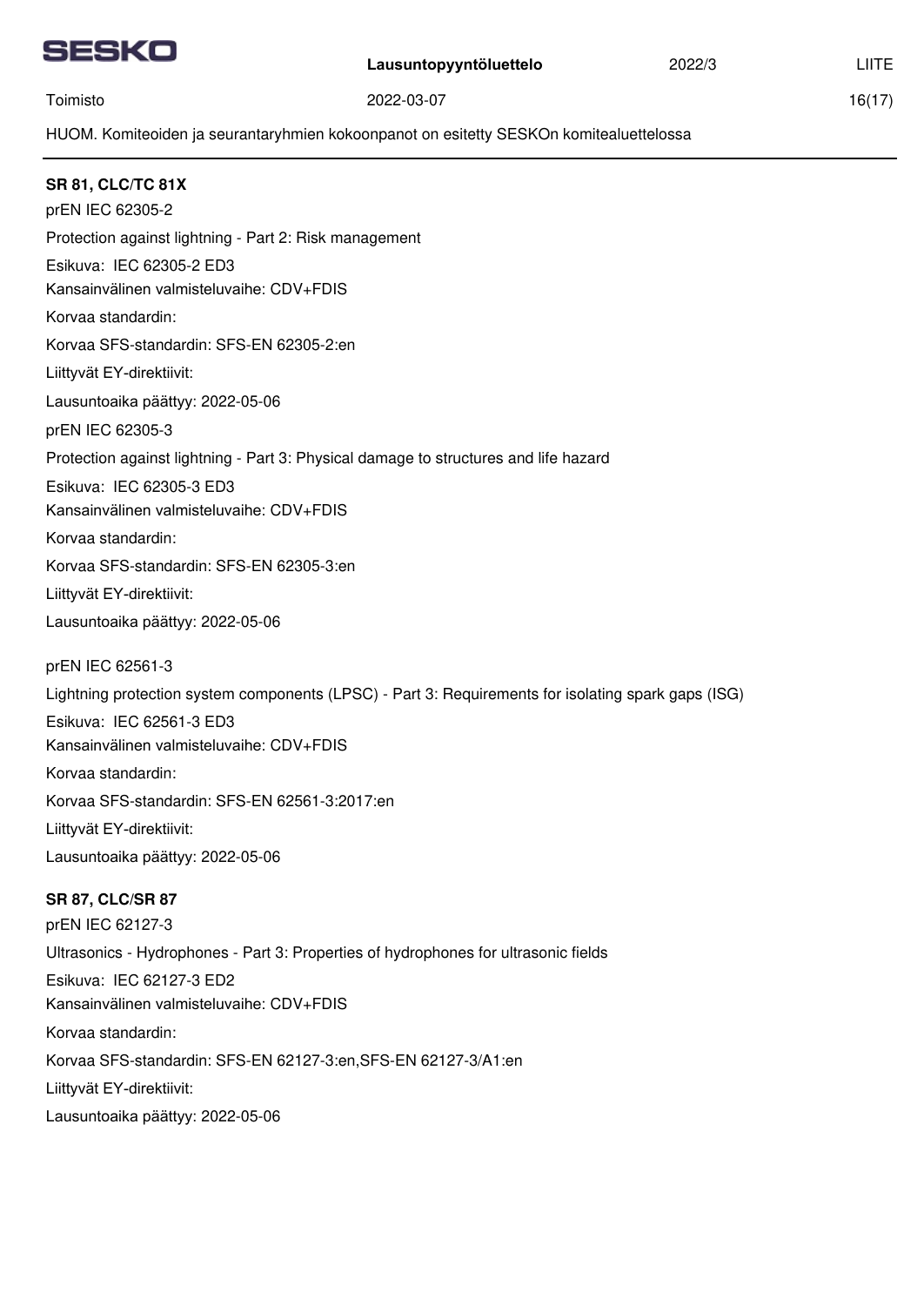**SR 81, CLC/TC 81X**

prEN IEC 62305-2

Protection against lightning - Part 2: Risk management

Esikuva: IEC 62305-2 ED3

Kansainvälinen valmisteluvaihe: CDV+FDIS

Korvaa standardin:

Korvaa SFS-standardin: SFS-EN 62305-2:en

Liittyvät EY-direktiivit:

Lausuntoaika päättyy: 2022-05-06

prEN IEC 62305-3

Protection against lightning - Part 3: Physical damage to structures and life hazard

Esikuva: IEC 62305-3 ED3

Kansainvälinen valmisteluvaihe: CDV+FDIS

Korvaa standardin:

Korvaa SFS-standardin: SFS-EN 62305-3:en

Liittyvät EY-direktiivit:

Lausuntoaika päättyy: 2022-05-06

prEN IEC 62561-3

Lightning protection system components (LPSC) - Part 3: Requirements for isolating spark gaps (ISG)

Esikuva: IEC 62561-3 ED3

Kansainvälinen valmisteluvaihe: CDV+FDIS

Korvaa standardin:

Korvaa SFS-standardin: SFS-EN 62561-3:2017:en

Liittyvät EY-direktiivit:

Lausuntoaika päättyy: 2022-05-06

**SR 87, CLC/SR 87**

prEN IEC 62127-3

Ultrasonics - Hydrophones - Part 3: Properties of hydrophones for ultrasonic fields

Esikuva: IEC 62127-3 ED2

Kansainvälinen valmisteluvaihe: CDV+FDIS

Korvaa standardin:

Korvaa SFS-standardin: SFS-EN 62127-3:en,SFS-EN 62127-3/A1:en

Liittyvät EY-direktiivit:

Lausuntoaika päättyy: 2022-05-06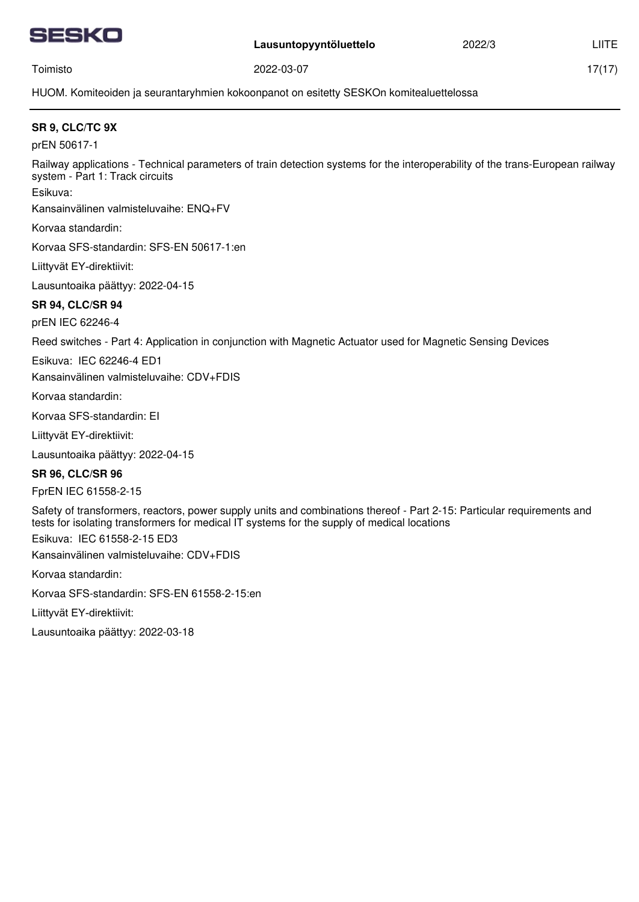HUOM. Komiteoiden ja seurantaryhmien kokoonpanot on esitetty SESKOn komitealuettelossa

**SR 9, CLC/TC 9X**

prEN 50617-1

Railway applications - Technical parameters of train detection systems for the interoperability of the trans-European railway system - Part 1: Track circuits

Esikuva:

Kansainvälinen valmisteluvaihe: ENQ+FV

Korvaa standardin:

Korvaa SFS-standardin: SFS-EN 50617-1:en

Liittyvät EY-direktiivit:

Lausuntoaika päättyy: 2022-04-15

**SR 94, CLC/SR 94**

prEN IEC 62246-4

Reed switches - Part 4: Application in conjunction with Magnetic Actuator used for Magnetic Sensing Devices

Esikuva: IEC 62246-4 ED1

Kansainvälinen valmisteluvaihe: CDV+FDIS

Korvaa standardin:

Korvaa SFS-standardin: EI

Liittyvät EY-direktiivit:

Lausuntoaika päättyy: 2022-04-15

**SR 96, CLC/SR 96**

FprEN IEC 61558-2-15

Safety of transformers, reactors, power supply units and combinations thereof - Part 2-15: Particular requirements and tests for isolating transformers for medical IT systems for the supply of medical locations

Esikuva: IEC 61558-2-15 ED3

Kansainvälinen valmisteluvaihe: CDV+FDIS

Korvaa standardin:

Korvaa SFS-standardin: SFS-EN 61558-2-15:en

Liittyvät EY-direktiivit:

Lausuntoaika päättyy: 2022-03-18